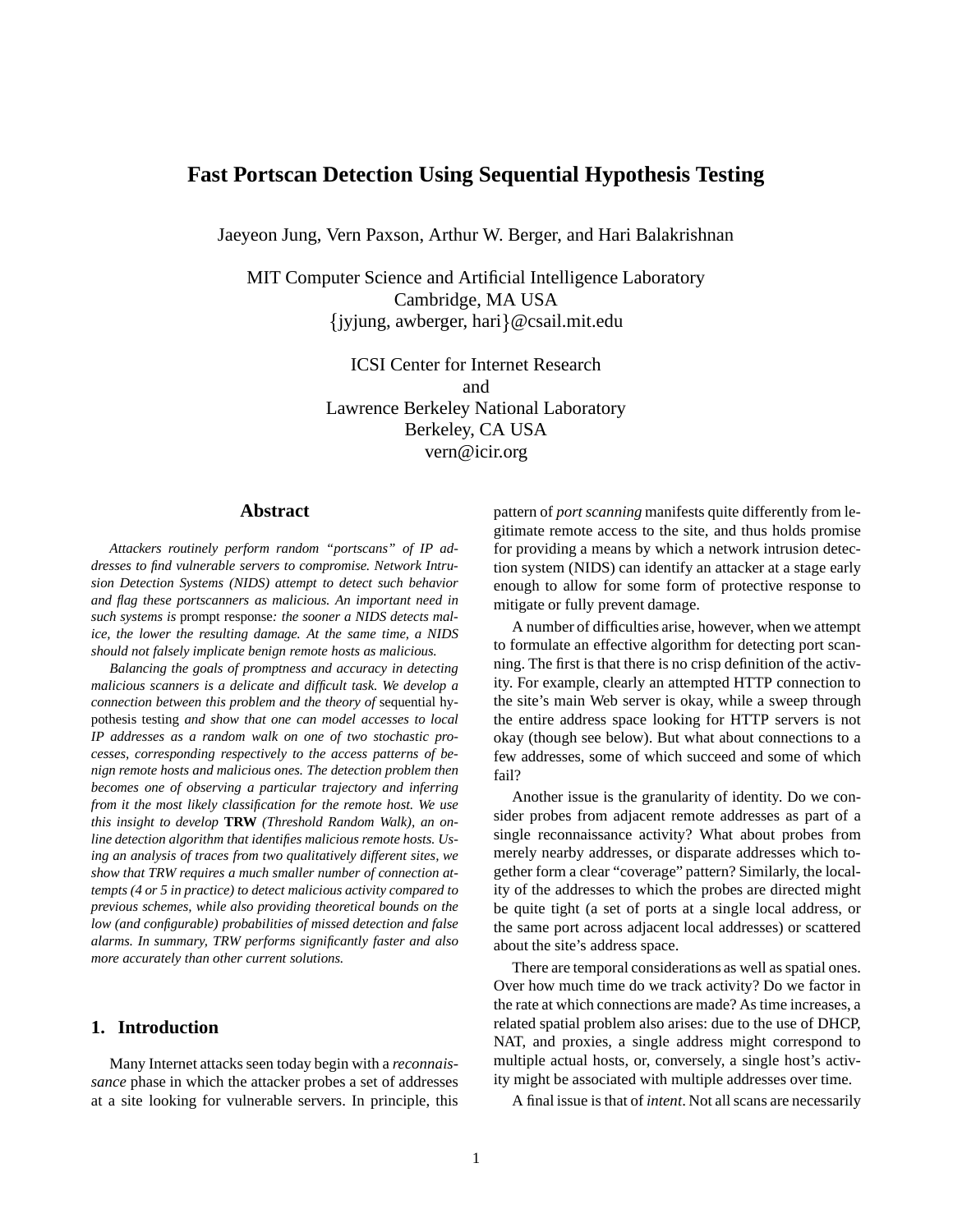# Fast Portscan Detection Using Sequential Hypothesis Testing

Jaeyeon Jung, Vern Paxson, Arthur W. Berger, and Hari Balakrishnan

MIT Computer Science and Artificial Intelligence Laboratory
Cambridge, MA USA
{jyjung, awberger, hari}@csail.mit.edu

ICSI Center for Internet Research
and
Lawrence Berkeley National Laboratory
Berkeley, CA USA
vern@icir.org

## Abstract

*Attackers routinely perform random "portscans" of IP addresses to find vulnerable servers to compromise. Network Intrusion Detection Systems (NIDS) attempt to detect such behavior and flag these portscanners as malicious. An important need in such systems is* prompt response*: the sooner a NIDS detects malice, the lower the resulting damage. At the same time, a NIDS should not falsely implicate benign remote hosts as malicious.*

*Balancing the goals of promptness and accuracy in detecting malicious scanners is a delicate and difficult task. We develop a connection between this problem and the theory of* sequential hypothesis testing *and show that one can model accesses to local IP addresses as a random walk on one of two stochastic processes, corresponding respectively to the access patterns of benign remote hosts and malicious ones. The detection problem then becomes one of observing a particular trajectory and inferring from it the most likely classification for the remote host. We use this insight to develop* **TRW** *(Threshold Random Walk), an online detection algorithm that identifies malicious remote hosts. Using an analysis of traces from two qualitatively different sites, we show that TRW requires a much smaller number of connection attempts (4 or 5 in practice) to detect malicious activity compared to previous schemes, while also providing theoretical bounds on the low (and configurable) probabilities of missed detection and false alarms. In summary, TRW performs significantly faster and also more accurately than other current solutions.*

## 1. Introduction

Many Internet attacks seen today begin with a *reconnaissance* phase in which the attacker probes a set of addresses at a site looking for vulnerable servers. In principle, this pattern of *port scanning* manifests quite differently from legitimate remote access to the site, and thus holds promise for providing a means by which a network intrusion detection system (NIDS) can identify an attacker at a stage early enough to allow for some form of protective response to mitigate or fully prevent damage.

A number of difficulties arise, however, when we attempt to formulate an effective algorithm for detecting port scanning. The first is that there is no crisp definition of the activity. For example, clearly an attempted HTTP connection to the site's main Web server is okay, while a sweep through the entire address space looking for HTTP servers is not okay (though see below). But what about connections to a few addresses, some of which succeed and some of which fail?

Another issue is the granularity of identity. Do we consider probes from adjacent remote addresses as part of a single reconnaissance activity? What about probes from merely nearby addresses, or disparate addresses which together form a clear "coverage" pattern? Similarly, the locality of the addresses to which the probes are directed might be quite tight (a set of ports at a single local address, or the same port across adjacent local addresses) or scattered about the site's address space.

There are temporal considerations as well as spatial ones. Over how much time do we track activity? Do we factor in the rate at which connections are made? As time increases, a related spatial problem also arises: due to the use of DHCP, NAT, and proxies, a single address might correspond to multiple actual hosts, or, conversely, a single host's activity might be associated with multiple addresses over time.

A final issue is that of *intent*. Not all scans are necessarily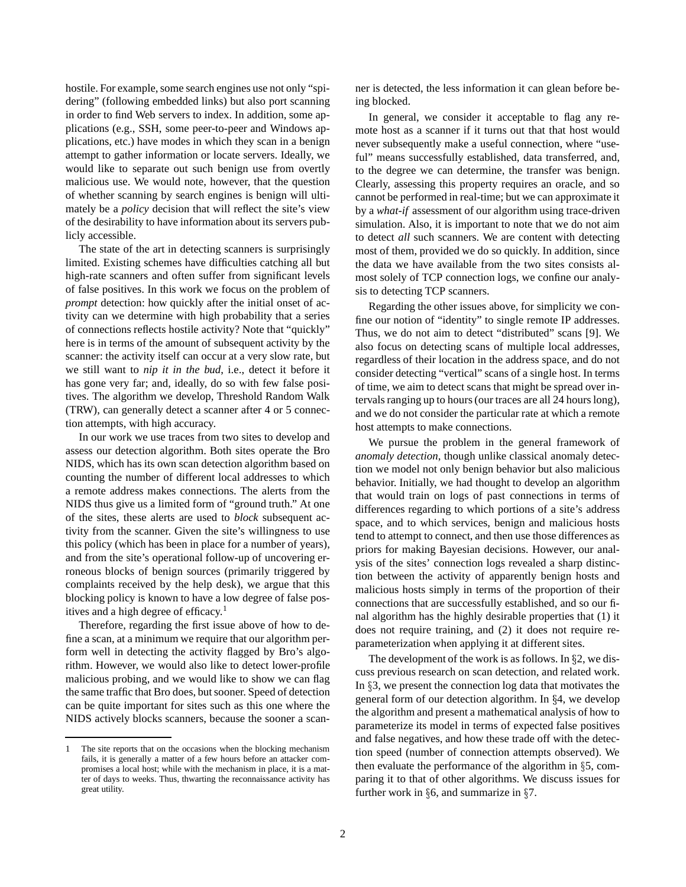hostile. For example, some search engines use not only "spidering" (following embedded links) but also port scanning in order to find Web servers to index. In addition, some applications (e.g., SSH, some peer-to-peer and Windows applications, etc.) have modes in which they scan in a benign attempt to gather information or locate servers. Ideally, we would like to separate out such benign use from overtly malicious use. We would note, however, that the question of whether scanning by search engines is benign will ultimately be a *policy* decision that will reflect the site's view of the desirability to have information about its servers publicly accessible.

The state of the art in detecting scanners is surprisingly limited. Existing schemes have difficulties catching all but high-rate scanners and often suffer from significant levels of false positives. In this work we focus on the problem of *prompt* detection: how quickly after the initial onset of activity can we determine with high probability that a series of connections reflects hostile activity? Note that "quickly" here is in terms of the amount of subsequent activity by the scanner: the activity itself can occur at a very slow rate, but we still want to *nip it in the bud*, i.e., detect it before it has gone very far; and, ideally, do so with few false positives. The algorithm we develop, Threshold Random Walk (TRW), can generally detect a scanner after 4 or 5 connection attempts, with high accuracy.

In our work we use traces from two sites to develop and assess our detection algorithm. Both sites operate the Bro NIDS, which has its own scan detection algorithm based on counting the number of different local addresses to which a remote address makes connections. The alerts from the NIDS thus give us a limited form of "ground truth." At one of the sites, these alerts are used to *block* subsequent activity from the scanner. Given the site's willingness to use this policy (which has been in place for a number of years), and from the site's operational follow-up of uncovering erroneous blocks of benign sources (primarily triggered by complaints received by the help desk), we argue that this blocking policy is known to have a low degree of false positives and a high degree of efficacy.[1]

Therefore, regarding the first issue above of how to define a scan, at a minimum we require that our algorithm perform well in detecting the activity flagged by Bro's algorithm. However, we would also like to detect lower-profile malicious probing, and we would like to show we can flag the same traffic that Bro does, but sooner. Speed of detection can be quite important for sites such as this one where the NIDS actively blocks scanners, because the sooner a scanner is detected, the less information it can glean before being blocked.

In general, we consider it acceptable to flag any remote host as a scanner if it turns out that that host would never subsequently make a useful connection, where "useful" means successfully established, data transferred, and, to the degree we can determine, the transfer was benign. Clearly, assessing this property requires an oracle, and so cannot be performed in real-time; but we can approximate it by a *what-if* assessment of our algorithm using trace-driven simulation. Also, it is important to note that we do not aim to detect *all* such scanners. We are content with detecting most of them, provided we do so quickly. In addition, since the data we have available from the two sites consists almost solely of TCP connection logs, we confine our analysis to detecting TCP scanners.

Regarding the other issues above, for simplicity we confine our notion of "identity" to single remote IP addresses. Thus, we do not aim to detect "distributed" scans [9]. We also focus on detecting scans of multiple local addresses, regardless of their location in the address space, and do not consider detecting "vertical" scans of a single host. In terms of time, we aim to detect scans that might be spread over intervals ranging up to hours (our traces are all 24 hours long), and we do not consider the particular rate at which a remote host attempts to make connections.

We pursue the problem in the general framework of *anomaly detection*, though unlike classical anomaly detection we model not only benign behavior but also malicious behavior. Initially, we had thought to develop an algorithm that would train on logs of past connections in terms of differences regarding to which portions of a site's address space, and to which services, benign and malicious hosts tend to attempt to connect, and then use those differences as priors for making Bayesian decisions. However, our analysis of the sites' connection logs revealed a sharp distinction between the activity of apparently benign hosts and malicious hosts simply in terms of the proportion of their connections that are successfully established, and so our final algorithm has the highly desirable properties that (1) it does not require training, and (2) it does not require reparameterization when applying it at different sites.

The development of the work is as follows. In §2, we discuss previous research on scan detection, and related work. In §3, we present the connection log data that motivates the general form of our detection algorithm. In §4, we develop the algorithm and present a mathematical analysis of how to parameterize its model in terms of expected false positives and false negatives, and how these trade off with the detection speed (number of connection attempts observed). We then evaluate the performance of the algorithm in §5, comparing it to that of other algorithms. We discuss issues for further work in §6, and summarize in §7.

---

1 The site reports that on the occasions when the blocking mechanism fails, it is generally a matter of a few hours before an attacker compromises a local host; while with the mechanism in place, it is a matter of days to weeks. Thus, thwarting the reconnaissance activity has great utility.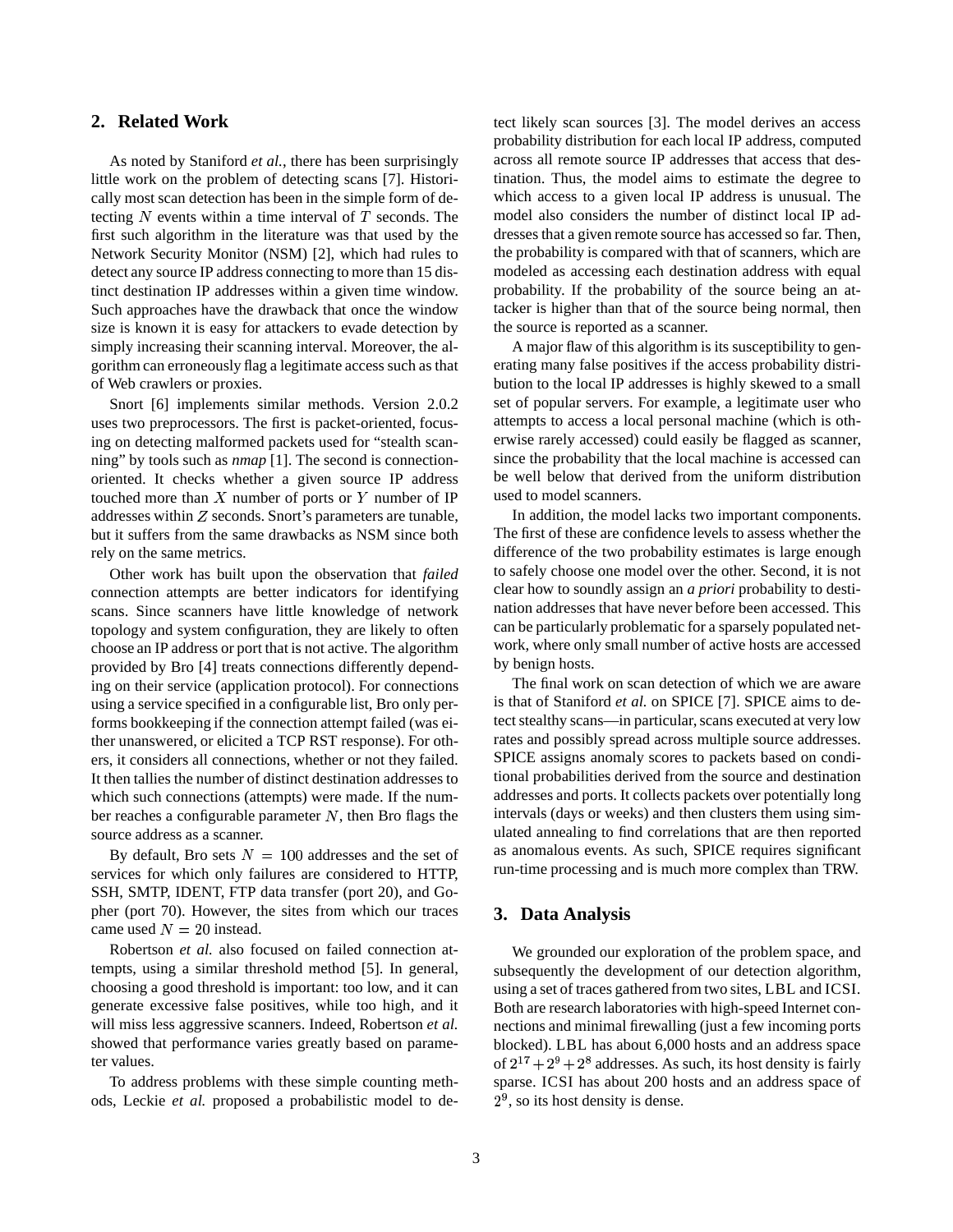## 2. Related Work

As noted by Staniford *et al.*, there has been surprisingly little work on the problem of detecting scans [7]. Historically most scan detection has been in the simple form of detecting $N$ events within a time interval of $T$ seconds. The first such algorithm in the literature was that used by the Network Security Monitor (NSM) [2], which had rules to detect any source IP address connecting to more than 15 distinct destination IP addresses within a given time window. Such approaches have the drawback that once the window size is known it is easy for attackers to evade detection by simply increasing their scanning interval. Moreover, the algorithm can erroneously flag a legitimate access such as that of Web crawlers or proxies.

Snort [6] implements similar methods. Version 2.0.2 uses two preprocessors. The first is packet-oriented, focusing on detecting malformed packets used for "stealth scanning" by tools such as *nmap* [1]. The second is connection-oriented. It checks whether a given source IP address touched more than $X$ number of ports or $Y$ number of IP addresses within $Z$ seconds. Snort's parameters are tunable, but it suffers from the same drawbacks as NSM since both rely on the same metrics.

Other work has built upon the observation that *failed* connection attempts are better indicators for identifying scans. Since scanners have little knowledge of network topology and system configuration, they are likely to often choose an IP address or port that is not active. The algorithm provided by Bro [4] treats connections differently depending on their service (application protocol). For connections using a service specified in a configurable list, Bro only performs bookkeeping if the connection attempt failed (was either unanswered, or elicited a TCP RST response). For others, it considers all connections, whether or not they failed. It then tallies the number of distinct destination addresses to which such connections (attempts) were made. If the number reaches a configurable parameter $N$, then Bro flags the source address as a scanner.

By default, Bro sets $N = 100$ addresses and the set of services for which only failures are considered to HTTP, SSH, SMTP, IDENT, FTP data transfer (port 20), and Gopher (port 70). However, the sites from which our traces came used $N = 20$ instead.

Robertson *et al.* also focused on failed connection attempts, using a similar threshold method [5]. In general, choosing a good threshold is important: too low, and it can generate excessive false positives, while too high, and it will miss less aggressive scanners. Indeed, Robertson *et al.* showed that performance varies greatly based on parameter values.

To address problems with these simple counting methods, Leckie *et al.* proposed a probabilistic model to detect likely scan sources [3]. The model derives an access probability distribution for each local IP address, computed across all remote source IP addresses that access that destination. Thus, the model aims to estimate the degree to which access to a given local IP address is unusual. The model also considers the number of distinct local IP addresses that a given remote source has accessed so far. Then, the probability is compared with that of scanners, which are modeled as accessing each destination address with equal probability. If the probability of the source being an attacker is higher than that of the source being normal, then the source is reported as a scanner.

A major flaw of this algorithm is its susceptibility to generating many false positives if the access probability distribution to the local IP addresses is highly skewed to a small set of popular servers. For example, a legitimate user who attempts to access a local personal machine (which is otherwise rarely accessed) could easily be flagged as scanner, since the probability that the local machine is accessed can be well below that derived from the uniform distribution used to model scanners.

In addition, the model lacks two important components. The first of these are confidence levels to assess whether the difference of the two probability estimates is large enough to safely choose one model over the other. Second, it is not clear how to soundly assign an *a priori* probability to destination addresses that have never before been accessed. This can be particularly problematic for a sparsely populated network, where only small number of active hosts are accessed by benign hosts.

The final work on scan detection of which we are aware is that of Staniford *et al.* on SPICE [7]. SPICE aims to detect stealthy scans—in particular, scans executed at very low rates and possibly spread across multiple source addresses. SPICE assigns anomaly scores to packets based on conditional probabilities derived from the source and destination addresses and ports. It collects packets over potentially long intervals (days or weeks) and then clusters them using simulated annealing to find correlations that are then reported as anomalous events. As such, SPICE requires significant run-time processing and is much more complex than TRW.

## 3. Data Analysis

We grounded our exploration of the problem space, and subsequently the development of our detection algorithm, using a set of traces gathered from two sites, LBL and ICSI. Both are research laboratories with high-speed Internet connections and minimal firewalling (just a few incoming ports blocked). LBL has about 6,000 hosts and an address space of $2^{17} + 2^9 + 2^8$ addresses. As such, its host density is fairly sparse. ICSI has about 200 hosts and an address space of $2^9$, so its host density is dense.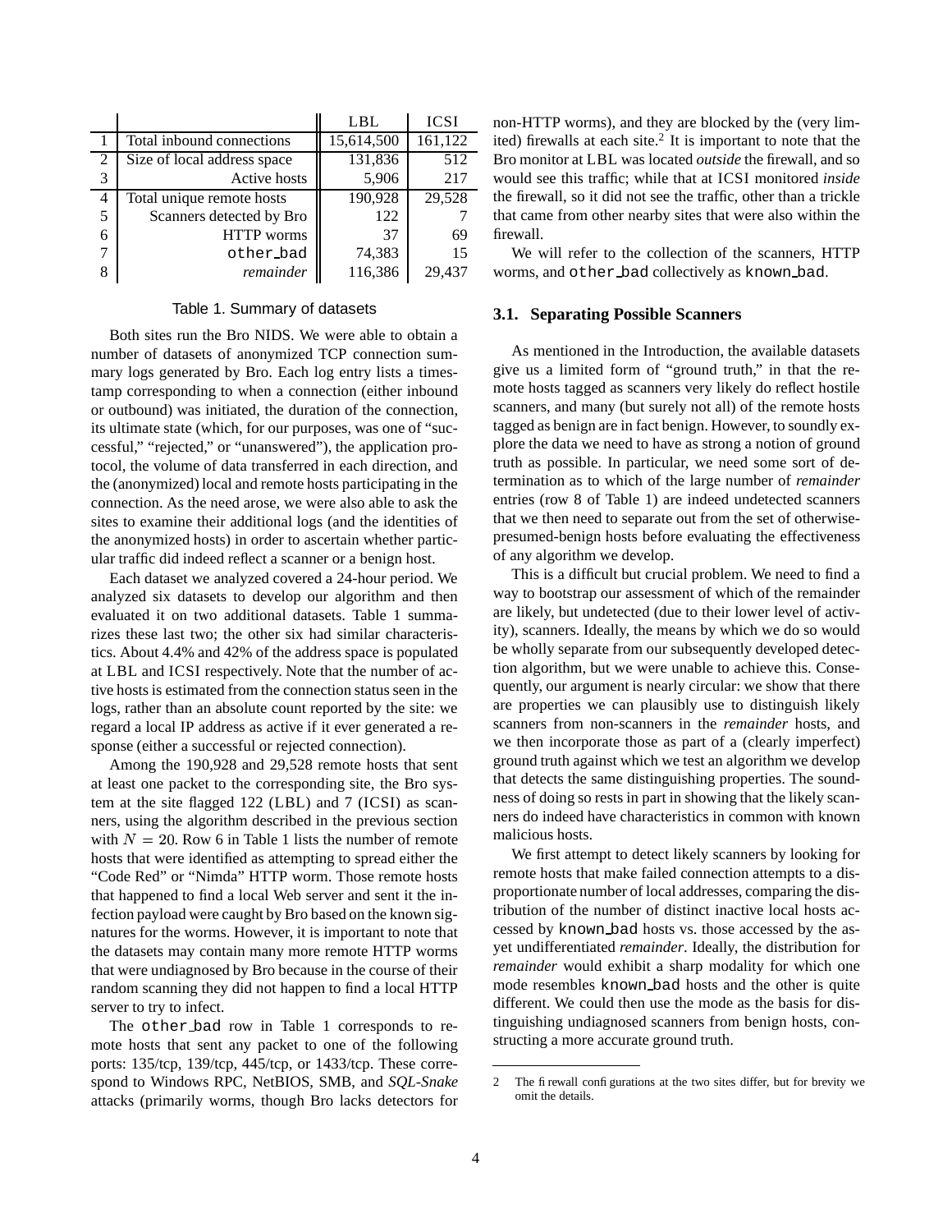| | | LBL | ICSI |
|---|---|---|---|
| 1 | Total inbound connections | 15,614,500 | 161,122 |
| 2 | Size of local address space | 131,836 | 512 |
| 3 | Active hosts | 5,906 | 217 |
| 4 | Total unique remote hosts | 190,928 | 29,528 |
| 5 | Scanners detected by Bro | 122 | 7 |
| 6 | HTTP worms | 37 | 69 |
| 7 | other_bad | 74,383 | 15 |
| 8 | *remainder* | 116,386 | 29,437 |

Table 1. Summary of datasets

Both sites run the Bro NIDS. We were able to obtain a number of datasets of anonymized TCP connection summary logs generated by Bro. Each log entry lists a timestamp corresponding to when a connection (either inbound or outbound) was initiated, the duration of the connection, its ultimate state (which, for our purposes, was one of "successful," "rejected," or "unanswered"), the application protocol, the volume of data transferred in each direction, and the (anonymized) local and remote hosts participating in the connection. As the need arose, we were also able to ask the sites to examine their additional logs (and the identities of the anonymized hosts) in order to ascertain whether particular traffic did indeed reflect a scanner or a benign host.

Each dataset we analyzed covered a 24-hour period. We analyzed six datasets to develop our algorithm and then evaluated it on two additional datasets. Table 1 summarizes these last two; the other six had similar characteristics. About 4.4% and 42% of the address space is populated at LBL and ICSI respectively. Note that the number of active hosts is estimated from the connection status seen in the logs, rather than an absolute count reported by the site: we regard a local IP address as active if it ever generated a response (either a successful or rejected connection).

Among the 190,928 and 29,528 remote hosts that sent at least one packet to the corresponding site, the Bro system at the site flagged 122 (LBL) and 7 (ICSI) as scanners, using the algorithm described in the previous section with $N = 20$. Row 6 in Table 1 lists the number of remote hosts that were identified as attempting to spread either the "Code Red" or "Nimda" HTTP worm. Those remote hosts that happened to find a local Web server and sent it the infection payload were caught by Bro based on the known signatures for the worms. However, it is important to note that the datasets may contain many more remote HTTP worms that were undiagnosed by Bro because in the course of their random scanning they did not happen to find a local HTTP server to try to infect.

The other_bad row in Table 1 corresponds to remote hosts that sent any packet to one of the following ports: 135/tcp, 139/tcp, 445/tcp, or 1433/tcp. These correspond to Windows RPC, NetBIOS, SMB, and *SQL-Snake* attacks (primarily worms, though Bro lacks detectors for non-HTTP worms), and they are blocked by the (very limited) firewalls at each site.[2] It is important to note that the Bro monitor at LBL was located *outside* the firewall, and so would see this traffic; while that at ICSI monitored *inside* the firewall, so it did not see the traffic, other than a trickle that came from other nearby sites that were also within the firewall.

We will refer to the collection of the scanners, HTTP worms, and other_bad collectively as known_bad.

### 3.1. Separating Possible Scanners

As mentioned in the Introduction, the available datasets give us a limited form of "ground truth," in that the remote hosts tagged as scanners very likely do reflect hostile scanners, and many (but surely not all) of the remote hosts tagged as benign are in fact benign. However, to soundly explore the data we need to have as strong a notion of ground truth as possible. In particular, we need some sort of determination as to which of the large number of *remainder* entries (row 8 of Table 1) are indeed undetected scanners that we then need to separate out from the set of otherwise-presumed-benign hosts before evaluating the effectiveness of any algorithm we develop.

This is a difficult but crucial problem. We need to find a way to bootstrap our assessment of which of the remainder are likely, but undetected (due to their lower level of activity), scanners. Ideally, the means by which we do so would be wholly separate from our subsequently developed detection algorithm, but we were unable to achieve this. Consequently, our argument is nearly circular: we show that there are properties we can plausibly use to distinguish likely scanners from non-scanners in the *remainder* hosts, and we then incorporate those as part of a (clearly imperfect) ground truth against which we test an algorithm we develop that detects the same distinguishing properties. The soundness of doing so rests in part in showing that the likely scanners do indeed have characteristics in common with known malicious hosts.

We first attempt to detect likely scanners by looking for remote hosts that make failed connection attempts to a disproportionate number of local addresses, comparing the distribution of the number of distinct inactive local hosts accessed by known_bad hosts vs. those accessed by the as-yet undifferentiated *remainder*. Ideally, the distribution for *remainder* would exhibit a sharp modality for which one mode resembles known_bad hosts and the other is quite different. We could then use the mode as the basis for distinguishing undiagnosed scanners from benign hosts, constructing a more accurate ground truth.

[2] The firewall configurations at the two sites differ, but for brevity we omit the details.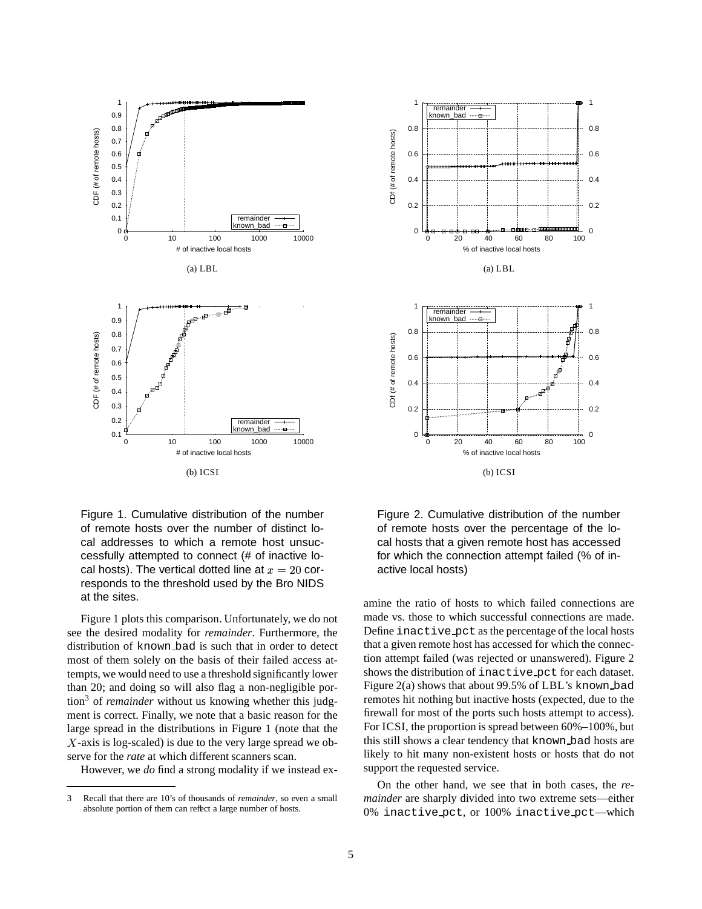(a) LBL

(b) ICSI

Figure 1. Cumulative distribution of the number of remote hosts over the number of distinct local addresses to which a remote host unsuccessfully attempted to connect (# of inactive local hosts). The vertical dotted line at $x = 20$ corresponds to the threshold used by the Bro NIDS at the sites.

(a) LBL

(b) ICSI

Figure 2. Cumulative distribution of the number of remote hosts over the percentage of the local hosts that a given remote host has accessed for which the connection attempt failed (% of inactive local hosts)

Figure 1 plots this comparison. Unfortunately, we do not see the desired modality for *remainder*. Furthermore, the distribution of known_bad is such that in order to detect most of them solely on the basis of their failed access attempts, we would need to use a threshold significantly lower than 20; and doing so will also flag a non-negligible portion[3] of *remainder* without us knowing whether this judgment is correct. Finally, we note that a basic reason for the large spread in the distributions in Figure 1 (note that the $X$-axis is log-scaled) is due to the very large spread we observe for the *rate* at which different scanners scan.

However, we *do* find a strong modality if we instead examine the ratio of hosts to which failed connections are made vs. those to which successful connections are made. Define inactive_pct as the percentage of the local hosts that a given remote host has accessed for which the connection attempt failed (was rejected or unanswered). Figure 2 shows the distribution of inactive_pct for each dataset. Figure 2(a) shows that about 99.5% of LBL's known_bad remotes hit nothing but inactive hosts (expected, due to the firewall for most of the ports such hosts attempt to access). For ICSI, the proportion is spread between 60%–100%, but this still shows a clear tendency that known_bad hosts are likely to hit many non-existent hosts or hosts that do not support the requested service.

On the other hand, we see that in both cases, the *remainder* are sharply divided into two extreme sets—either 0% inactive_pct, or 100% inactive_pct—which

[3] Recall that there are 10's of thousands of *remainder*, so even a small absolute portion of them can reflect a large number of hosts.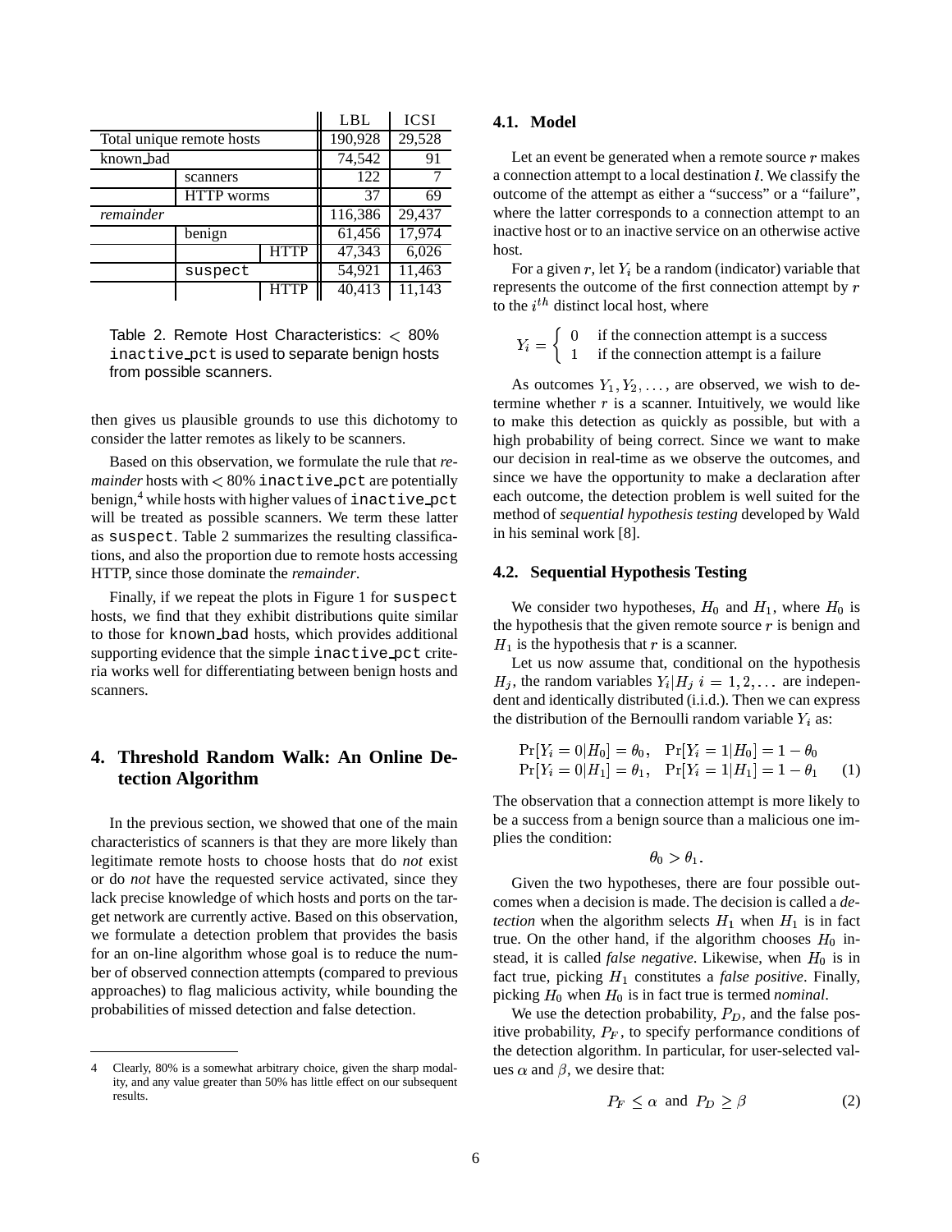| | | | LBL | ICSI |
|---|---|---|---|---|
| Total unique remote hosts | | | 190,928 | 29,528 |
| known_bad | | | 74,542 | 91 |
| | scanners | | 122 | 7 |
| | HTTP worms | | 37 | 69 |
| *remainder* | | | 116,386 | 29,437 |
| | benign | | 61,456 | 17,974 |
| | | HTTP | 47,343 | 6,026 |
| | suspect | | 54,921 | 11,463 |
| | | HTTP | 40,413 | 11,143 |

Table 2. Remote Host Characteristics: $<$ 80% inactive_pct is used to separate benign hosts from possible scanners.

then gives us plausible grounds to use this dichotomy to consider the latter remotes as likely to be scanners.

Based on this observation, we formulate the rule that *remainder* hosts with $<$ 80% inactive_pct are potentially benign,[4] while hosts with higher values of inactive_pct will be treated as possible scanners. We term these latter as suspect. Table 2 summarizes the resulting classifications, and also the proportion due to remote hosts accessing HTTP, since those dominate the *remainder*.

Finally, if we repeat the plots in Figure 1 for suspect hosts, we find that they exhibit distributions quite similar to those for known_bad hosts, which provides additional supporting evidence that the simple inactive_pct criteria works well for differentiating between benign hosts and scanners.

## 4. Threshold Random Walk: An Online Detection Algorithm

In the previous section, we showed that one of the main characteristics of scanners is that they are more likely than legitimate remote hosts to choose hosts that do *not* exist or do *not* have the requested service activated, since they lack precise knowledge of which hosts and ports on the target network are currently active. Based on this observation, we formulate a detection problem that provides the basis for an on-line algorithm whose goal is to reduce the number of observed connection attempts (compared to previous approaches) to flag malicious activity, while bounding the probabilities of missed detection and false detection.

4 Clearly, 80% is a somewhat arbitrary choice, given the sharp modality, and any value greater than 50% has little effect on our subsequent results.

### 4.1. Model

Let an event be generated when a remote source $r$ makes a connection attempt to a local destination $l$. We classify the outcome of the attempt as either a "success" or a "failure", where the latter corresponds to a connection attempt to an inactive host or to an inactive service on an otherwise active host.

For a given $r$, let $Y_i$ be a random (indicator) variable that represents the outcome of the first connection attempt by $r$ to the $i^{th}$ distinct local host, where

$$Y_i = \begin{cases} 0 & \text{if the connection attempt is a success} \\ 1 & \text{if the connection attempt is a failure} \end{cases}$$

As outcomes $Y_1, Y_2, \ldots$, are observed, we wish to determine whether $r$ is a scanner. Intuitively, we would like to make this detection as quickly as possible, but with a high probability of being correct. Since we want to make our decision in real-time as we observe the outcomes, and since we have the opportunity to make a declaration after each outcome, the detection problem is well suited for the method of *sequential hypothesis testing* developed by Wald in his seminal work [8].

### 4.2. Sequential Hypothesis Testing

We consider two hypotheses, $H_0$ and $H_1$, where $H_0$ is the hypothesis that the given remote source $r$ is benign and $H_1$ is the hypothesis that $r$ is a scanner.

Let us now assume that, conditional on the hypothesis $H_j$, the random variables $Y_i|H_j \; i = 1, 2, \ldots$ are independent and identically distributed (i.i.d.). Then we can express the distribution of the Bernoulli random variable $Y_i$ as:

$$\begin{aligned} \Pr[Y_i = 0|H_0] = \theta_0, \quad \Pr[Y_i = 1|H_0] = 1 - \theta_0 \\ \Pr[Y_i = 0|H_1] = \theta_1, \quad \Pr[Y_i = 1|H_1] = 1 - \theta_1 \end{aligned} \tag{1}$$

The observation that a connection attempt is more likely to be a success from a benign source than a malicious one implies the condition:

$$\theta_0 > \theta_1.$$

Given the two hypotheses, there are four possible outcomes when a decision is made. The decision is called a *detection* when the algorithm selects $H_1$ when $H_1$ is in fact true. On the other hand, if the algorithm chooses $H_0$ instead, it is called *false negative*. Likewise, when $H_0$ is in fact true, picking $H_1$ constitutes a *false positive*. Finally, picking $H_0$ when $H_0$ is in fact true is termed *nominal*.

We use the detection probability, $P_D$, and the false positive probability, $P_F$, to specify performance conditions of the detection algorithm. In particular, for user-selected values $\alpha$ and $\beta$, we desire that:

$$P_F \leq \alpha \;\text{ and }\; P_D \geq \beta \tag{2}$$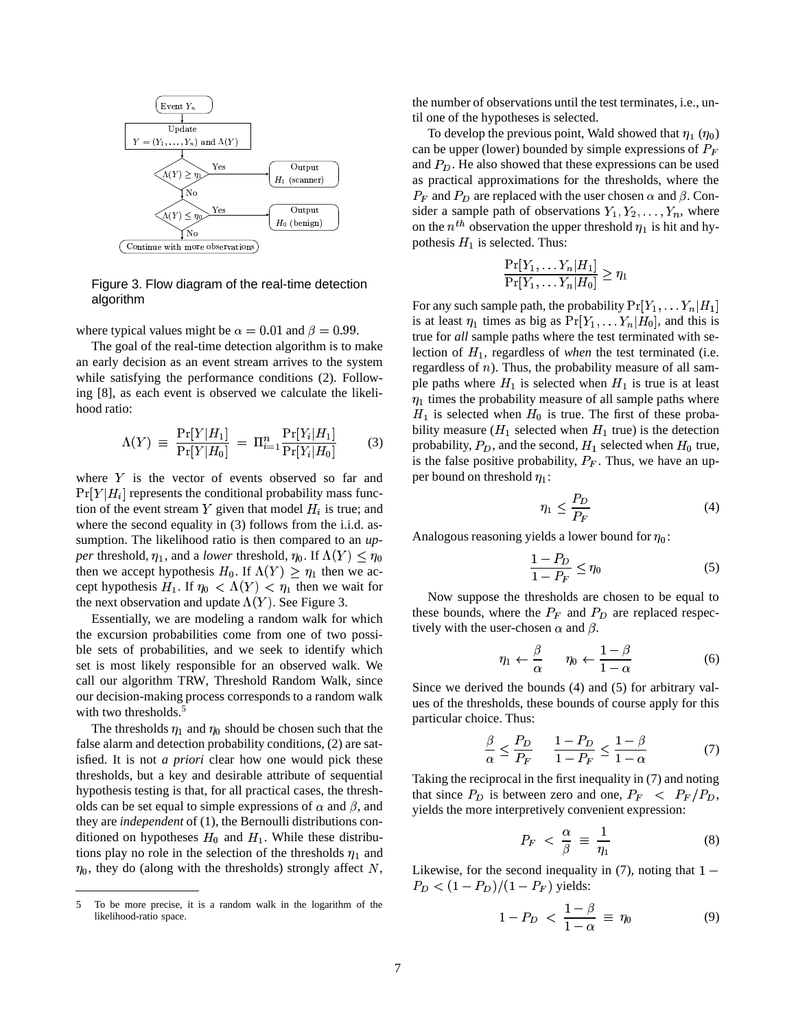Figure 3. Flow diagram of the real-time detection algorithm

where typical values might be $\alpha = 0.01$ and $\beta = 0.99$.

The goal of the real-time detection algorithm is to make an early decision as an event stream arrives to the system while satisfying the performance conditions (2). Following [8], as each event is observed we calculate the likelihood ratio:

$$\Lambda(Y) \equiv \frac{\Pr[Y|H_1]}{\Pr[Y|H_0]} = \Pi_{i=1}^{n} \frac{\Pr[Y_i|H_1]}{\Pr[Y_i|H_0]} \qquad (3)$$

where $Y$ is the vector of events observed so far and $\Pr[Y|H_i]$ represents the conditional probability mass function of the event stream $Y$ given that model $H_i$ is true; and where the second equality in (3) follows from the i.i.d. assumption. The likelihood ratio is then compared to an *upper* threshold, $\eta_1$, and a *lower* threshold, $\eta_0$. If $\Lambda(Y) \leq \eta_0$ then we accept hypothesis $H_0$. If $\Lambda(Y) \geq \eta_1$ then we accept hypothesis $H_1$. If $\eta_0 < \Lambda(Y) < \eta_1$ then we wait for the next observation and update $\Lambda(Y)$. See Figure 3.

Essentially, we are modeling a random walk for which the excursion probabilities come from one of two possible sets of probabilities, and we seek to identify which set is most likely responsible for an observed walk. We call our algorithm TRW, Threshold Random Walk, since our decision-making process corresponds to a random walk with two thresholds.[5]

The thresholds $\eta_1$ and $\eta_0$ should be chosen such that the false alarm and detection probability conditions, (2) are satisfied. It is not *a priori* clear how one would pick these thresholds, but a key and desirable attribute of sequential hypothesis testing is that, for all practical cases, the thresholds can be set equal to simple expressions of $\alpha$ and $\beta$, and they are *independent* of (1), the Bernoulli distributions conditioned on hypotheses $H_0$ and $H_1$. While these distributions play no role in the selection of the thresholds $\eta_1$ and $\eta_0$, they do (along with the thresholds) strongly affect $N$, the number of observations until the test terminates, i.e., until one of the hypotheses is selected.

To develop the previous point, Wald showed that $\eta_1$ ($\eta_0$) can be upper (lower) bounded by simple expressions of $P_F$ and $P_D$. He also showed that these expressions can be used as practical approximations for the thresholds, where the $P_F$ and $P_D$ are replaced with the user chosen $\alpha$ and $\beta$. Consider a sample path of observations $Y_1, Y_2, \ldots, Y_n$, where on the $n^{th}$ observation the upper threshold $\eta_1$ is hit and hypothesis $H_1$ is selected. Thus:

$$\frac{\Pr[Y_1, \ldots Y_n|H_1]}{\Pr[Y_1, \ldots Y_n|H_0]} \geq \eta_1$$

For any such sample path, the probability $\Pr[Y_1, \ldots Y_n|H_1]$ is at least $\eta_1$ times as big as $\Pr[Y_1, \ldots Y_n|H_0]$, and this is true for *all* sample paths where the test terminated with selection of $H_1$, regardless of *when* the test terminated (i.e. regardless of $n$). Thus, the probability measure of all sample paths where $H_1$ is selected when $H_1$ is true is at least $\eta_1$ times the probability measure of all sample paths where $H_1$ is selected when $H_0$ is true. The first of these probability measure ($H_1$ selected when $H_1$ true) is the detection probability, $P_D$, and the second, $H_1$ selected when $H_0$ true, is the false positive probability, $P_F$. Thus, we have an upper bound on threshold $\eta_1$:

$$\eta_1 \leq \frac{P_D}{P_F} \qquad (4)$$

Analogous reasoning yields a lower bound for $\eta_0$:

$$\frac{1 - P_D}{1 - P_F} \leq \eta_0 \qquad (5)$$

Now suppose the thresholds are chosen to be equal to these bounds, where the $P_F$ and $P_D$ are replaced respectively with the user-chosen $\alpha$ and $\beta$.

$$\eta_1 \leftarrow \frac{\beta}{\alpha} \qquad \eta_0 \leftarrow \frac{1-\beta}{1-\alpha} \qquad (6)$$

Since we derived the bounds (4) and (5) for arbitrary values of the thresholds, these bounds of course apply for this particular choice. Thus:

$$\frac{\beta}{\alpha} \leq \frac{P_D}{P_F} \qquad \frac{1 - P_D}{1 - P_F} \leq \frac{1-\beta}{1-\alpha} \qquad (7)$$

Taking the reciprocal in the first inequality in (7) and noting that since $P_D$ is between zero and one, $P_F < P_F/P_D$, yields the more interpretively convenient expression:

$$P_F < \frac{\alpha}{\beta} \equiv \frac{1}{\eta_1} \qquad (8)$$

Likewise, for the second inequality in (7), noting that $1 - P_D < (1 - P_D)/(1 - P_F)$ yields:

$$1 - P_D < \frac{1-\beta}{1-\alpha} \equiv \eta_0 \qquad (9)$$

---

5 To be more precise, it is a random walk in the logarithm of the likelihood-ratio space.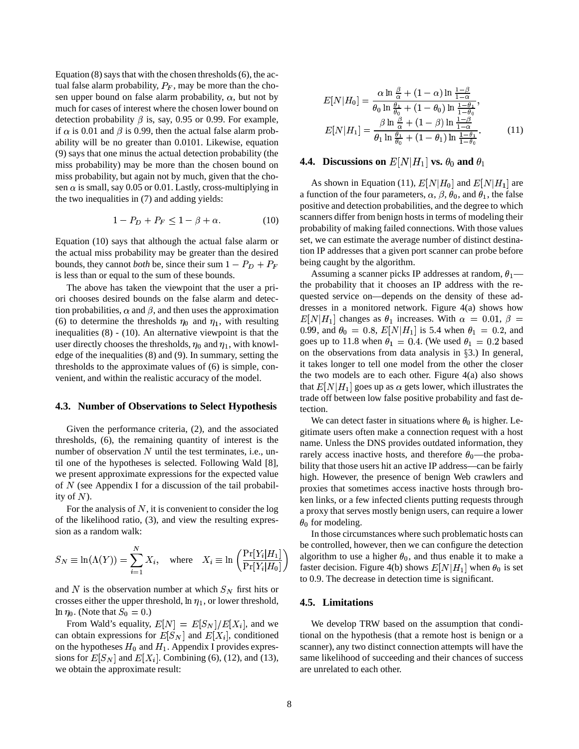Equation (8) says that with the chosen thresholds (6), the actual false alarm probability, $P_F$, may be more than the chosen upper bound on false alarm probability, $\alpha$, but not by much for cases of interest where the chosen lower bound on detection probability $\beta$ is, say, 0.95 or 0.99. For example, if $\alpha$ is 0.01 and $\beta$ is 0.99, then the actual false alarm probability will be no greater than 0.0101. Likewise, equation (9) says that one minus the actual detection probability (the miss probability) may be more than the chosen bound on miss probability, but again not by much, given that the chosen $\alpha$ is small, say 0.05 or 0.01. Lastly, cross-multiplying in the two inequalities in (7) and adding yields:

$$1 - P_D + P_F \leq 1 - \beta + \alpha. \tag{10}$$

Equation (10) says that although the actual false alarm or the actual miss probability may be greater than the desired bounds, they cannot *both* be, since their sum $1 - P_D + P_F$ is less than or equal to the sum of these bounds.

The above has taken the viewpoint that the user a priori chooses desired bounds on the false alarm and detection probabilities, $\alpha$ and $\beta$, and then uses the approximation (6) to determine the thresholds $\eta_0$ and $\eta_1$, with resulting inequalities (8) - (10). An alternative viewpoint is that the user directly chooses the thresholds, $\eta_0$ and $\eta_1$, with knowledge of the inequalities (8) and (9). In summary, setting the thresholds to the approximate values of (6) is simple, convenient, and within the realistic accuracy of the model.

### 4.3. Number of Observations to Select Hypothesis

Given the performance criteria, (2), and the associated thresholds, (6), the remaining quantity of interest is the number of observation $N$ until the test terminates, i.e., until one of the hypotheses is selected. Following Wald [8], we present approximate expressions for the expected value of $N$ (see Appendix I for a discussion of the tail probability of $N$).

For the analysis of $N$, it is convenient to consider the log of the likelihood ratio, (3), and view the resulting expression as a random walk:

$$S_N \equiv \ln(\Lambda(Y)) = \sum_{i=1}^{N} X_i, \quad \text{where} \quad X_i \equiv \ln\left(\frac{\Pr[Y_i|H_1]}{\Pr[Y_i|H_0]}\right)$$

and $N$ is the observation number at which $S_N$ first hits or crosses either the upper threshold, $\ln \eta_1$, or lower threshold, $\ln \eta_0$. (Note that $S_0 = 0$.)

From Wald's equality, $E[N] = E[S_N]/E[X_i]$, and we can obtain expressions for $E[S_N]$ and $E[X_i]$, conditioned on the hypotheses $H_0$ and $H_1$. Appendix I provides expressions for $E[S_N]$ and $E[X_i]$. Combining (6), (12), and (13), we obtain the approximate result:

$$E[N|H_0] = \frac{\alpha \ln \frac{\beta}{\alpha} + (1-\alpha) \ln \frac{1-\beta}{1-\alpha}}{\theta_0 \ln \frac{\theta_1}{\theta_0} + (1-\theta_0) \ln \frac{1-\theta_1}{1-\theta_0}},$$
$$E[N|H_1] = \frac{\beta \ln \frac{\beta}{\alpha} + (1-\beta) \ln \frac{1-\beta}{1-\alpha}}{\theta_1 \ln \frac{\theta_1}{\theta_0} + (1-\theta_1) \ln \frac{1-\theta_1}{1-\theta_0}}. \tag{11}$$

### 4.4. Discussions on $E[N|H_1]$ vs. $\theta_0$ and $\theta_1$

As shown in Equation (11), $E[N|H_0]$ and $E[N|H_1]$ are a function of the four parameters, $\alpha$, $\beta$, $\theta_0$, and $\theta_1$, the false positive and detection probabilities, and the degree to which scanners differ from benign hosts in terms of modeling their probability of making failed connections. With those values set, we can estimate the average number of distinct destination IP addresses that a given port scanner can probe before being caught by the algorithm.

Assuming a scanner picks IP addresses at random, $\theta_1$—the probability that it chooses an IP address with the requested service on—depends on the density of these addresses in a monitored network. Figure 4(a) shows how $E[N|H_1]$ changes as $\theta_1$ increases. With $\alpha = 0.01$, $\beta = 0.99$, and $\theta_0 = 0.8$, $E[N|H_1]$ is 5.4 when $\theta_1 = 0.2$, and goes up to 11.8 when $\theta_1 = 0.4$. (We used $\theta_1 = 0.2$ based on the observations from data analysis in §3.) In general, it takes longer to tell one model from the other the closer the two models are to each other. Figure 4(a) also shows that $E[N|H_1]$ goes up as $\alpha$ gets lower, which illustrates the trade off between low false positive probability and fast detection.

We can detect faster in situations where $\theta_0$ is higher. Legitimate users often make a connection request with a host name. Unless the DNS provides outdated information, they rarely access inactive hosts, and therefore $\theta_0$—the probability that those users hit an active IP address—can be fairly high. However, the presence of benign Web crawlers and proxies that sometimes access inactive hosts through broken links, or a few infected clients putting requests through a proxy that serves mostly benign users, can require a lower $\theta_0$ for modeling.

In those circumstances where such problematic hosts can be controlled, however, then we can configure the detection algorithm to use a higher $\theta_0$, and thus enable it to make a faster decision. Figure 4(b) shows $E[N|H_1]$ when $\theta_0$ is set to 0.9. The decrease in detection time is significant.

### 4.5. Limitations

We develop TRW based on the assumption that conditional on the hypothesis (that a remote host is benign or a scanner), any two distinct connection attempts will have the same likelihood of succeeding and their chances of success are unrelated to each other.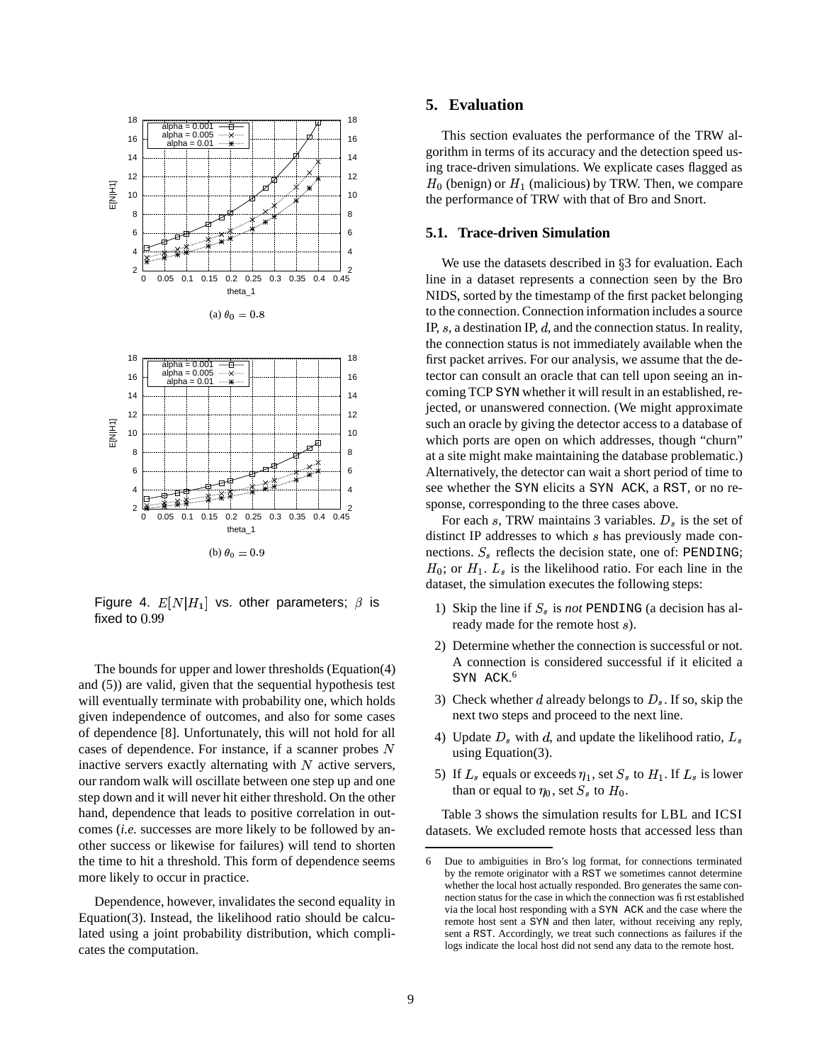(a) $\theta_0 = 0.8$

(b) $\theta_0 = 0.9$

Figure 4. $E[N|H_1]$ vs. other parameters; $\beta$ is fixed to 0.99

The bounds for upper and lower thresholds (Equation(4) and (5)) are valid, given that the sequential hypothesis test will eventually terminate with probability one, which holds given independence of outcomes, and also for some cases of dependence [8]. Unfortunately, this will not hold for all cases of dependence. For instance, if a scanner probes $N$ inactive servers exactly alternating with $N$ active servers, our random walk will oscillate between one step up and one step down and it will never hit either threshold. On the other hand, dependence that leads to positive correlation in outcomes (*i.e.* successes are more likely to be followed by another success or likewise for failures) will tend to shorten the time to hit a threshold. This form of dependence seems more likely to occur in practice.

Dependence, however, invalidates the second equality in Equation(3). Instead, the likelihood ratio should be calculated using a joint probability distribution, which complicates the computation.

## 5. Evaluation

This section evaluates the performance of the TRW algorithm in terms of its accuracy and the detection speed using trace-driven simulations. We explicate cases flagged as $H_0$ (benign) or $H_1$ (malicious) by TRW. Then, we compare the performance of TRW with that of Bro and Snort.

### 5.1. Trace-driven Simulation

We use the datasets described in §3 for evaluation. Each line in a dataset represents a connection seen by the Bro NIDS, sorted by the timestamp of the first packet belonging to the connection. Connection information includes a source IP, $s$, a destination IP, $d$, and the connection status. In reality, the connection status is not immediately available when the first packet arrives. For our analysis, we assume that the detector can consult an oracle that can tell upon seeing an incoming TCP SYN whether it will result in an established, rejected, or unanswered connection. (We might approximate such an oracle by giving the detector access to a database of which ports are open on which addresses, though "churn" at a site might make maintaining the database problematic.) Alternatively, the detector can wait a short period of time to see whether the SYN elicits a SYN ACK, a RST, or no response, corresponding to the three cases above.

For each $s$, TRW maintains 3 variables. $D_s$ is the set of distinct IP addresses to which $s$ has previously made connections. $S_s$ reflects the decision state, one of: PENDING; $H_0$; or $H_1$. $L_s$ is the likelihood ratio. For each line in the dataset, the simulation executes the following steps:

1) Skip the line if $S_s$ is *not* PENDING (a decision has already made for the remote host $s$).
2) Determine whether the connection is successful or not. A connection is considered successful if it elicited a SYN ACK.[6]
3) Check whether $d$ already belongs to $D_s$. If so, skip the next two steps and proceed to the next line.
4) Update $D_s$ with $d$, and update the likelihood ratio, $L_s$ using Equation(3).
5) If $L_s$ equals or exceeds $\eta_1$, set $S_s$ to $H_1$. If $L_s$ is lower than or equal to $\eta_0$, set $S_s$ to $H_0$.

Table 3 shows the simulation results for LBL and ICSI datasets. We excluded remote hosts that accessed less than

6 Due to ambiguities in Bro's log format, for connections terminated by the remote originator with a RST we sometimes cannot determine whether the local host actually responded. Bro generates the same connection status for the case in which the connection was first established via the local host responding with a SYN ACK and the case where the remote host sent a SYN and then later, without receiving any reply, sent a RST. Accordingly, we treat such connections as failures if the logs indicate the local host did not send any data to the remote host.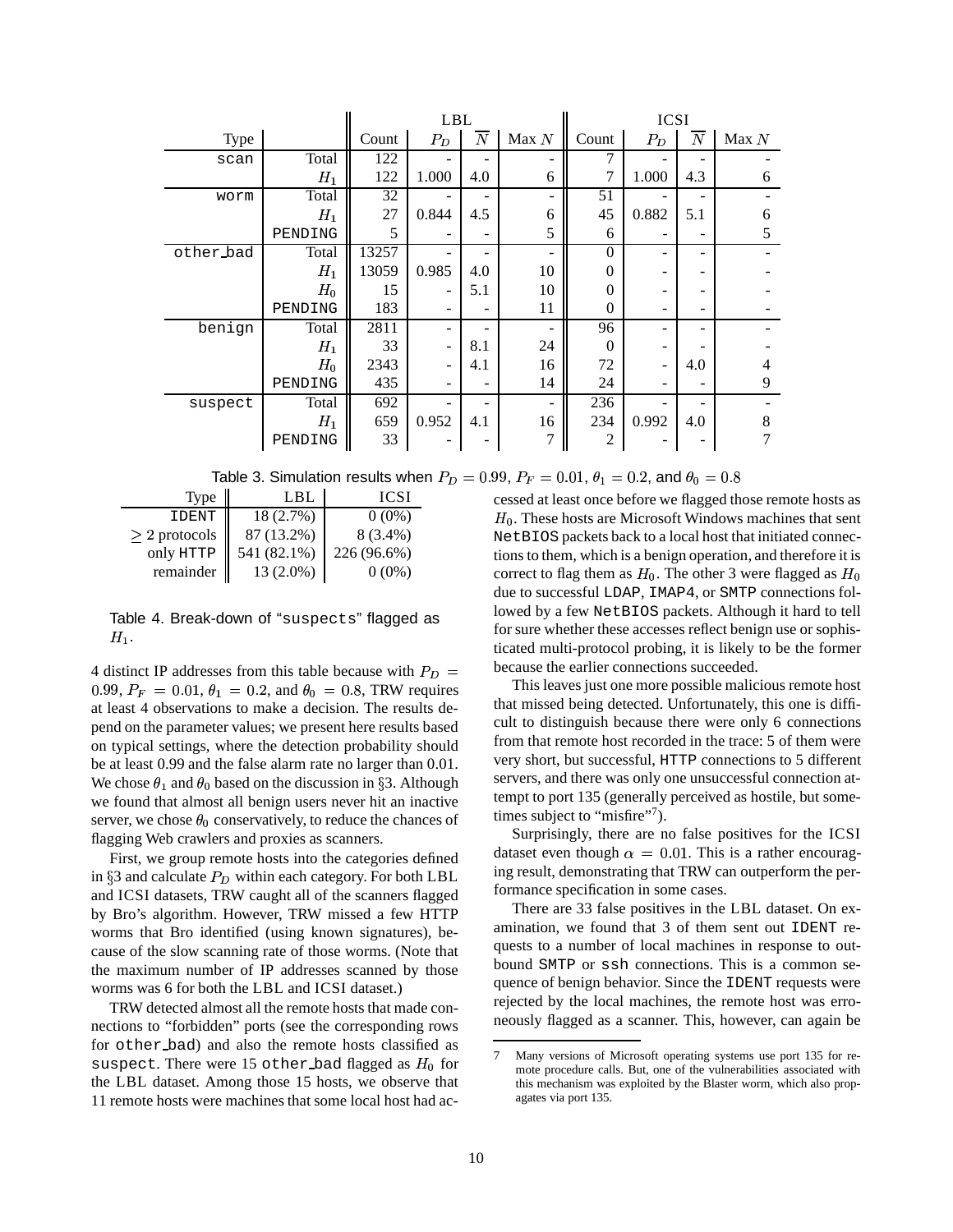| Type | | LBL | | | | ICSI | | | |
|---|---|---|---|---|---|---|---|---|---|
| | | Count | $P_D$ | $\overline{N}$ | Max $N$ | Count | $P_D$ | $\overline{N}$ | Max $N$ |
| scan | Total | 122 | - | - | - | 7 | - | - | - |
| | $H_1$ | 122 | 1.000 | 4.0 | 6 | 7 | 1.000 | 4.3 | 6 |
| worm | Total | 32 | - | - | - | 51 | - | - | - |
| | $H_1$ | 27 | 0.844 | 4.5 | 6 | 45 | 0.882 | 5.1 | 6 |
| | PENDING | 5 | - | - | 5 | 6 | - | - | 5 |
| other_bad | Total | 13257 | - | - | - | 0 | - | - | - |
| | $H_1$ | 13059 | 0.985 | 4.0 | 10 | 0 | - | - | - |
| | $H_0$ | 15 | - | 5.1 | 10 | 0 | - | - | - |
| | PENDING | 183 | - | - | 11 | 0 | - | - | - |
| benign | Total | 2811 | - | - | - | 96 | - | - | - |
| | $H_1$ | 33 | - | 8.1 | 24 | 0 | - | - | - |
| | $H_0$ | 2343 | - | 4.1 | 16 | 72 | - | 4.0 | 4 |
| | PENDING | 435 | - | - | 14 | 24 | - | - | 9 |
| suspect | Total | 692 | - | - | - | 236 | - | - | - |
| | $H_1$ | 659 | 0.952 | 4.1 | 16 | 234 | 0.992 | 4.0 | 8 |
| | PENDING | 33 | - | - | 7 | 2 | - | - | 7 |

Table 3. Simulation results when $P_D = 0.99$, $P_F = 0.01$, $\theta_1 = 0.2$, and $\theta_0 = 0.8$

| Type | LBL | ICSI |
|---|---|---|
| IDENT | 18 (2.7%) | 0 (0%) |
| $\geq$ 2 protocols | 87 (13.2%) | 8 (3.4%) |
| only HTTP | 541 (82.1%) | 226 (96.6%) |
| remainder | 13 (2.0%) | 0 (0%) |

Table 4. Break-down of "suspects" flagged as $H_1$.

4 distinct IP addresses from this table because with $P_D = 0.99$, $P_F = 0.01$, $\theta_1 = 0.2$, and $\theta_0 = 0.8$, TRW requires at least 4 observations to make a decision. The results depend on the parameter values; we present here results based on typical settings, where the detection probability should be at least 0.99 and the false alarm rate no larger than 0.01. We chose $\theta_1$ and $\theta_0$ based on the discussion in §3. Although we found that almost all benign users never hit an inactive server, we chose $\theta_0$ conservatively, to reduce the chances of flagging Web crawlers and proxies as scanners.

First, we group remote hosts into the categories defined in §3 and calculate $P_D$ within each category. For both LBL and ICSI datasets, TRW caught all of the scanners flagged by Bro's algorithm. However, TRW missed a few HTTP worms that Bro identified (using known signatures), because of the slow scanning rate of those worms. (Note that the maximum number of IP addresses scanned by those worms was 6 for both the LBL and ICSI dataset.)

TRW detected almost all the remote hosts that made connections to "forbidden" ports (see the corresponding rows for other_bad) and also the remote hosts classified as suspect. There were 15 other_bad flagged as $H_0$ for the LBL dataset. Among those 15 hosts, we observe that 11 remote hosts were machines that some local host had accessed at least once before we flagged those remote hosts as $H_0$. These hosts are Microsoft Windows machines that sent NetBIOS packets back to a local host that initiated connections to them, which is a benign operation, and therefore it is correct to flag them as $H_0$. The other 3 were flagged as $H_0$ due to successful LDAP, IMAP4, or SMTP connections followed by a few NetBIOS packets. Although it hard to tell for sure whether these accesses reflect benign use or sophisticated multi-protocol probing, it is likely to be the former because the earlier connections succeeded.

This leaves just one more possible malicious remote host that missed being detected. Unfortunately, this one is difficult to distinguish because there were only 6 connections from that remote host recorded in the trace: 5 of them were very short, but successful, HTTP connections to 5 different servers, and there was only one unsuccessful connection attempt to port 135 (generally perceived as hostile, but sometimes subject to "misfire"[7]).

Surprisingly, there are no false positives for the ICSI dataset even though $\alpha = 0.01$. This is a rather encouraging result, demonstrating that TRW can outperform the performance specification in some cases.

There are 33 false positives in the LBL dataset. On examination, we found that 3 of them sent out IDENT requests to a number of local machines in response to outbound SMTP or ssh connections. This is a common sequence of benign behavior. Since the IDENT requests were rejected by the local machines, the remote host was erroneously flagged as a scanner. This, however, can again be

[7] Many versions of Microsoft operating systems use port 135 for remote procedure calls. But, one of the vulnerabilities associated with this mechanism was exploited by the Blaster worm, which also propagates via port 135.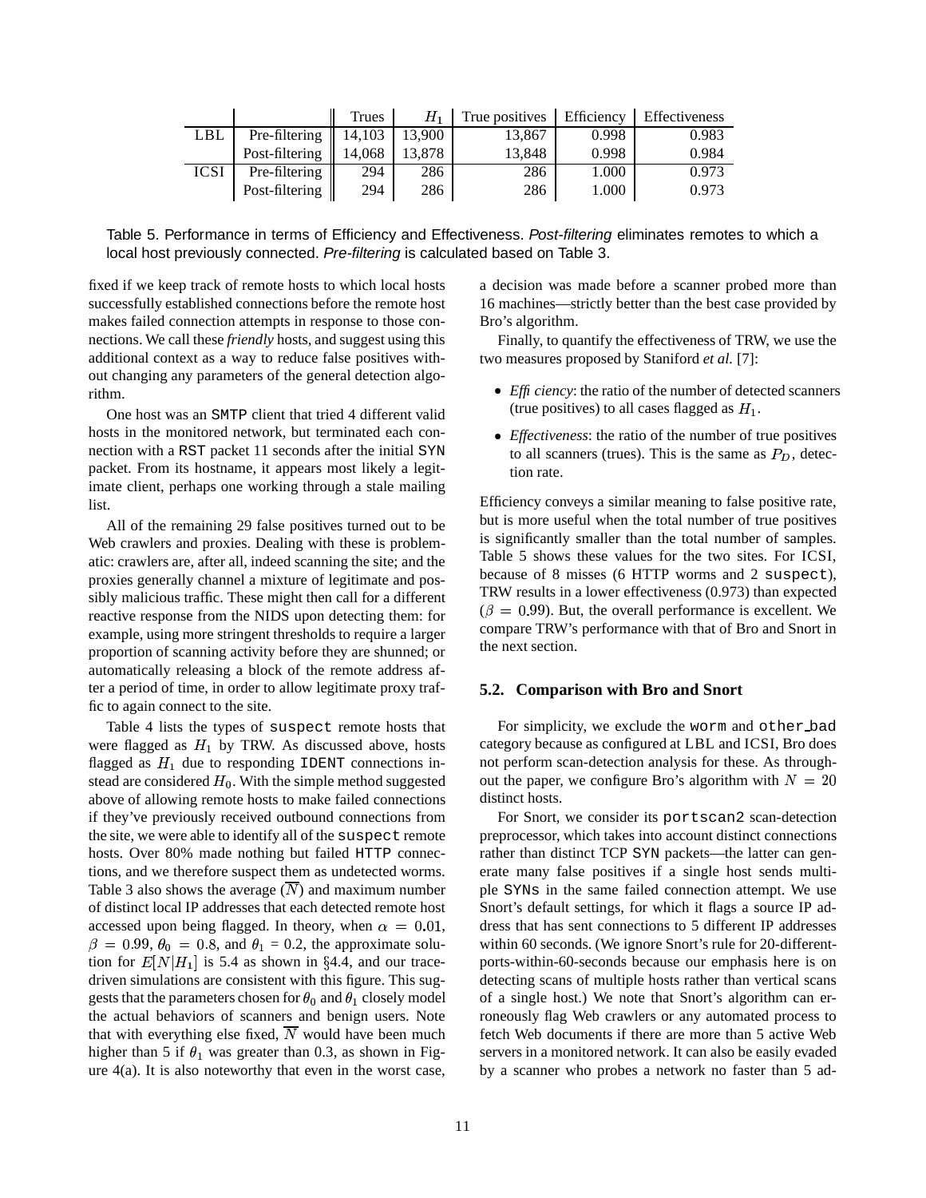| | | Trues | $H_1$ | True positives | Efficiency | Effectiveness |
|---|---|---|---|---|---|---|
| LBL | Pre-filtering | 14,103 | 13,900 | 13,867 | 0.998 | 0.983 |
| | Post-filtering | 14,068 | 13,878 | 13,848 | 0.998 | 0.984 |
| ICSI | Pre-filtering | 294 | 286 | 286 | 1.000 | 0.973 |
| | Post-filtering | 294 | 286 | 286 | 1.000 | 0.973 |

Table 5. Performance in terms of Efficiency and Effectiveness. *Post-filtering* eliminates remotes to which a local host previously connected. *Pre-filtering* is calculated based on Table 3.

fixed if we keep track of remote hosts to which local hosts successfully established connections before the remote host makes failed connection attempts in response to those connections. We call these *friendly* hosts, and suggest using this additional context as a way to reduce false positives without changing any parameters of the general detection algorithm.

One host was an SMTP client that tried 4 different valid hosts in the monitored network, but terminated each connection with a RST packet 11 seconds after the initial SYN packet. From its hostname, it appears most likely a legitimate client, perhaps one working through a stale mailing list.

All of the remaining 29 false positives turned out to be Web crawlers and proxies. Dealing with these is problematic: crawlers are, after all, indeed scanning the site; and the proxies generally channel a mixture of legitimate and possibly malicious traffic. These might then call for a different reactive response from the NIDS upon detecting them: for example, using more stringent thresholds to require a larger proportion of scanning activity before they are shunned; or automatically releasing a block of the remote address after a period of time, in order to allow legitimate proxy traffic to again connect to the site.

Table 4 lists the types of suspect remote hosts that were flagged as $H_1$ by TRW. As discussed above, hosts flagged as $H_1$ due to responding IDENT connections instead are considered $H_0$. With the simple method suggested above of allowing remote hosts to make failed connections if they've previously received outbound connections from the site, we were able to identify all of the suspect remote hosts. Over 80% made nothing but failed HTTP connections, and we therefore suspect them as undetected worms. Table 3 also shows the average ($\overline{N}$) and maximum number of distinct local IP addresses that each detected remote host accessed upon being flagged. In theory, when $\alpha = 0.01$, $\beta = 0.99$, $\theta_0 = 0.8$, and $\theta_1 = 0.2$, the approximate solution for $E[N|H_1]$ is 5.4 as shown in §4.4, and our trace-driven simulations are consistent with this figure. This suggests that the parameters chosen for $\theta_0$ and $\theta_1$ closely model the actual behaviors of scanners and benign users. Note that with everything else fixed, $\overline{N}$ would have been much higher than 5 if $\theta_1$ was greater than 0.3, as shown in Figure 4(a). It is also noteworthy that even in the worst case, a decision was made before a scanner probed more than 16 machines—strictly better than the best case provided by Bro's algorithm.

Finally, to quantify the effectiveness of TRW, we use the two measures proposed by Staniford *et al.* [7]:

- *Efficiency*: the ratio of the number of detected scanners (true positives) to all cases flagged as $H_1$.
- *Effectiveness*: the ratio of the number of true positives to all scanners (trues). This is the same as $P_D$, detection rate.

Efficiency conveys a similar meaning to false positive rate, but is more useful when the total number of true positives is significantly smaller than the total number of samples. Table 5 shows these values for the two sites. For ICSI, because of 8 misses (6 HTTP worms and 2 suspect), TRW results in a lower effectiveness (0.973) than expected ($\beta = 0.99$). But, the overall performance is excellent. We compare TRW's performance with that of Bro and Snort in the next section.

### 5.2. Comparison with Bro and Snort

For simplicity, we exclude the worm and other_bad category because as configured at LBL and ICSI, Bro does not perform scan-detection analysis for these. As throughout the paper, we configure Bro's algorithm with $N = 20$ distinct hosts.

For Snort, we consider its portscan2 scan-detection preprocessor, which takes into account distinct connections rather than distinct TCP SYN packets—the latter can generate many false positives if a single host sends multiple SYNs in the same failed connection attempt. We use Snort's default settings, for which it flags a source IP address that has sent connections to 5 different IP addresses within 60 seconds. (We ignore Snort's rule for 20-different-ports-within-60-seconds because our emphasis here is on detecting scans of multiple hosts rather than vertical scans of a single host.) We note that Snort's algorithm can erroneously flag Web crawlers or any automated process to fetch Web documents if there are more than 5 active Web servers in a monitored network. It can also be easily evaded by a scanner who probes a network no faster than 5 ad-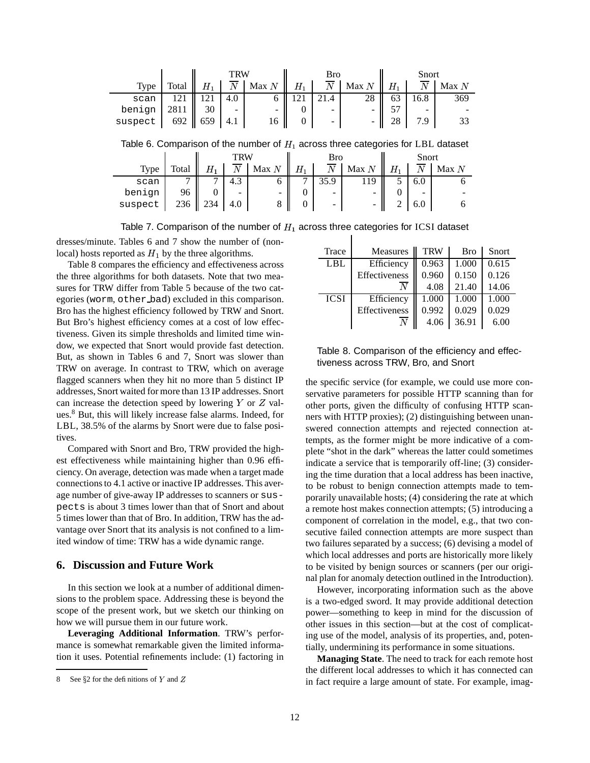| | | TRW | | | Bro | | | Snort | | |
|---|---|---|---|---|---|---|---|---|---|---|
| Type | Total | $H_1$ | $\overline{N}$ | Max $N$ | $H_1$ | $\overline{N}$ | Max $N$ | $H_1$ | $\overline{N}$ | Max $N$ |
| `scan` | 121 | 121 | 4.0 | 6 | 121 | 21.4 | 28 | 63 | 16.8 | 369 |
| `benign` | 2811 | 30 | - | - | 0 | - | - | 57 | - | - |
| `suspect` | 692 | 659 | 4.1 | 16 | 0 | - | - | 28 | 7.9 | 33 |

Table 6. Comparison of the number of $H_1$ across three categories for LBL dataset

| | | TRW | | | Bro | | | Snort | | |
|---|---|---|---|---|---|---|---|---|---|---|
| Type | Total | $H_1$ | $\overline{N}$ | Max $N$ | $H_1$ | $\overline{N}$ | Max $N$ | $H_1$ | $\overline{N}$ | Max $N$ |
| `scan` | 7 | 7 | 4.3 | 6 | 7 | 35.9 | 119 | 5 | 6.0 | 6 |
| `benign` | 96 | 0 | - | - | 0 | - | - | 0 | - | - |
| `suspect` | 236 | 234 | 4.0 | 8 | 0 | - | - | 2 | 6.0 | 6 |

Table 7. Comparison of the number of $H_1$ across three categories for ICSI dataset

dresses/minute. Tables 6 and 7 show the number of (non-local) hosts reported as $H_1$ by the three algorithms.

Table 8 compares the efficiency and effectiveness across the three algorithms for both datasets. Note that two measures for TRW differ from Table 5 because of the two categories (`worm`, `other_bad`) excluded in this comparison. Bro has the highest efficiency followed by TRW and Snort. But Bro's highest efficiency comes at a cost of low effectiveness. Given its simple thresholds and limited time window, we expected that Snort would provide fast detection. But, as shown in Tables 6 and 7, Snort was slower than TRW on average. In contrast to TRW, which on average flagged scanners when they hit no more than 5 distinct IP addresses, Snort waited for more than 13 IP addresses. Snort can increase the detection speed by lowering $Y$ or $Z$ values.[8] But, this will likely increase false alarms. Indeed, for LBL, 38.5% of the alarms by Snort were due to false positives.

Compared with Snort and Bro, TRW provided the highest effectiveness while maintaining higher than 0.96 efficiency. On average, detection was made when a target made connections to 4.1 active or inactive IP addresses. This average number of give-away IP addresses to scanners or `suspects` is about 3 times lower than that of Snort and about 5 times lower than that of Bro. In addition, TRW has the advantage over Snort that its analysis is not confined to a limited window of time: TRW has a wide dynamic range.

| Trace | Measures | TRW | Bro | Snort |
|---|---|---|---|---|
| LBL | Efficiency | 0.963 | 1.000 | 0.615 |
| | Effectiveness | 0.960 | 0.150 | 0.126 |
| | $\overline{N}$ | 4.08 | 21.40 | 14.06 |
| ICSI | Efficiency | 1.000 | 1.000 | 1.000 |
| | Effectiveness | 0.992 | 0.029 | 0.029 |
| | $\overline{N}$ | 4.06 | 36.91 | 6.00 |

Table 8. Comparison of the efficiency and effectiveness across TRW, Bro, and Snort

## 6. Discussion and Future Work

In this section we look at a number of additional dimensions to the problem space. Addressing these is beyond the scope of the present work, but we sketch our thinking on how we will pursue them in our future work.

**Leveraging Additional Information**. TRW's performance is somewhat remarkable given the limited information it uses. Potential refinements include: (1) factoring in the specific service (for example, we could use more conservative parameters for possible HTTP scanning than for other ports, given the difficulty of confusing HTTP scanners with HTTP proxies); (2) distinguishing between unanswered connection attempts and rejected connection attempts, as the former might be more indicative of a complete "shot in the dark" whereas the latter could sometimes indicate a service that is temporarily off-line; (3) considering the time duration that a local address has been inactive, to be robust to benign connection attempts made to temporarily unavailable hosts; (4) considering the rate at which a remote host makes connection attempts; (5) introducing a component of correlation in the model, e.g., that two consecutive failed connection attempts are more suspect than two failures separated by a success; (6) devising a model of which local addresses and ports are historically more likely to be visited by benign sources or scanners (per our original plan for anomaly detection outlined in the Introduction).

However, incorporating information such as the above is a two-edged sword. It may provide additional detection power—something to keep in mind for the discussion of other issues in this section—but at the cost of complicating use of the model, analysis of its properties, and, potentially, undermining its performance in some situations.

**Managing State**. The need to track for each remote host the different local addresses to which it has connected can in fact require a large amount of state. For example, imag-

[8] See §2 for the definitions of $Y$ and $Z$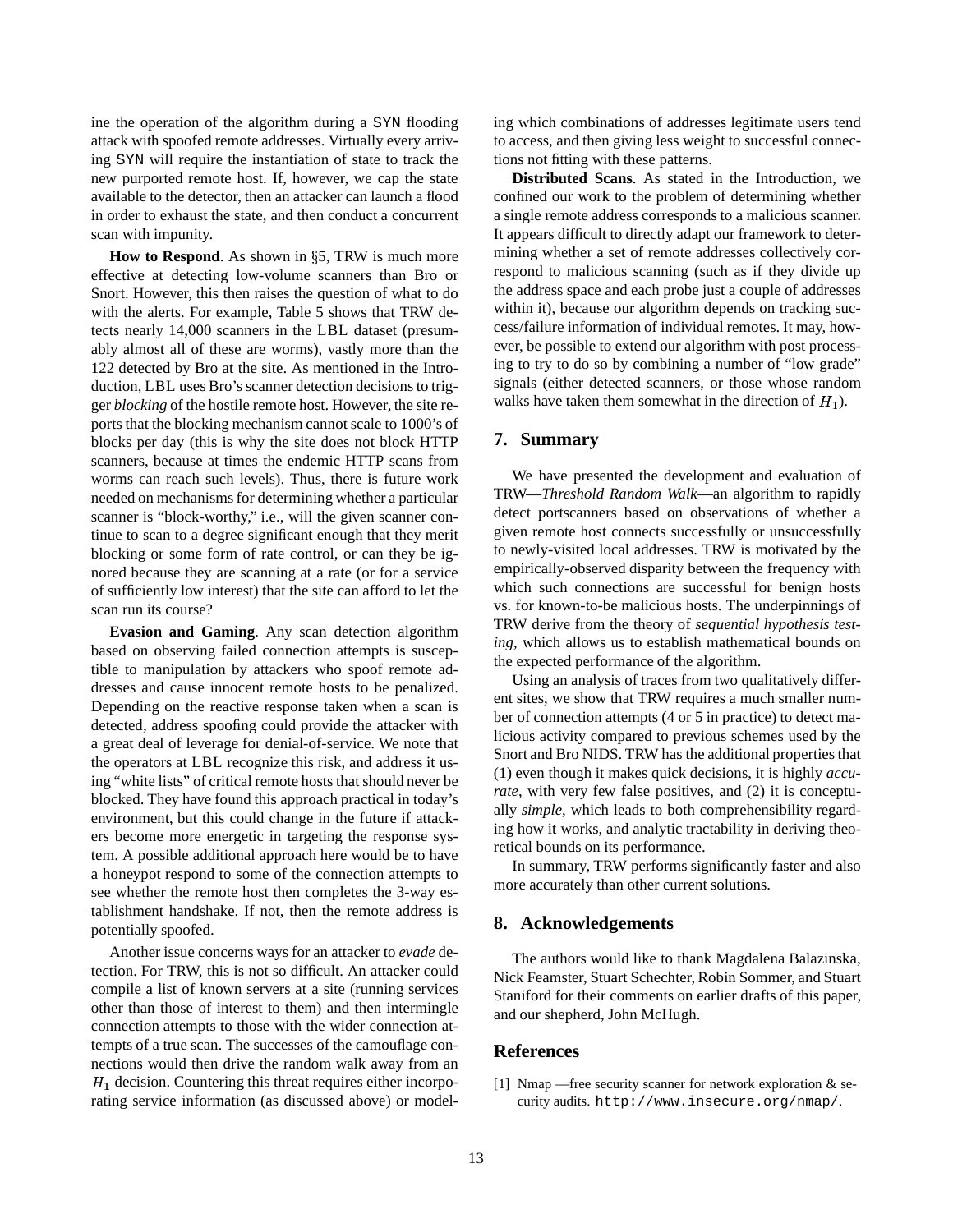ine the operation of the algorithm during a SYN flooding attack with spoofed remote addresses. Virtually every arriving SYN will require the instantiation of state to track the new purported remote host. If, however, we cap the state available to the detector, then an attacker can launch a flood in order to exhaust the state, and then conduct a concurrent scan with impunity.

**How to Respond**. As shown in §5, TRW is much more effective at detecting low-volume scanners than Bro or Snort. However, this then raises the question of what to do with the alerts. For example, Table 5 shows that TRW detects nearly 14,000 scanners in the LBL dataset (presumably almost all of these are worms), vastly more than the 122 detected by Bro at the site. As mentioned in the Introduction, LBL uses Bro's scanner detection decisions to trigger *blocking* of the hostile remote host. However, the site reports that the blocking mechanism cannot scale to 1000's of blocks per day (this is why the site does not block HTTP scanners, because at times the endemic HTTP scans from worms can reach such levels). Thus, there is future work needed on mechanisms for determining whether a particular scanner is "block-worthy," i.e., will the given scanner continue to scan to a degree significant enough that they merit blocking or some form of rate control, or can they be ignored because they are scanning at a rate (or for a service of sufficiently low interest) that the site can afford to let the scan run its course?

**Evasion and Gaming**. Any scan detection algorithm based on observing failed connection attempts is susceptible to manipulation by attackers who spoof remote addresses and cause innocent remote hosts to be penalized. Depending on the reactive response taken when a scan is detected, address spoofing could provide the attacker with a great deal of leverage for denial-of-service. We note that the operators at LBL recognize this risk, and address it using "white lists" of critical remote hosts that should never be blocked. They have found this approach practical in today's environment, but this could change in the future if attackers become more energetic in targeting the response system. A possible additional approach here would be to have a honeypot respond to some of the connection attempts to see whether the remote host then completes the 3-way establishment handshake. If not, then the remote address is potentially spoofed.

Another issue concerns ways for an attacker to *evade* detection. For TRW, this is not so difficult. An attacker could compile a list of known servers at a site (running services other than those of interest to them) and then intermingle connection attempts to those with the wider connection attempts of a true scan. The successes of the camouflage connections would then drive the random walk away from an $H_1$ decision. Countering this threat requires either incorporating service information (as discussed above) or modeling which combinations of addresses legitimate users tend to access, and then giving less weight to successful connections not fitting with these patterns.

**Distributed Scans**. As stated in the Introduction, we confined our work to the problem of determining whether a single remote address corresponds to a malicious scanner. It appears difficult to directly adapt our framework to determining whether a set of remote addresses collectively correspond to malicious scanning (such as if they divide up the address space and each probe just a couple of addresses within it), because our algorithm depends on tracking success/failure information of individual remotes. It may, however, be possible to extend our algorithm with post processing to try to do so by combining a number of "low grade" signals (either detected scanners, or those whose random walks have taken them somewhat in the direction of $H_1$).

## 7. Summary

We have presented the development and evaluation of TRW—*Threshold Random Walk*—an algorithm to rapidly detect portscanners based on observations of whether a given remote host connects successfully or unsuccessfully to newly-visited local addresses. TRW is motivated by the empirically-observed disparity between the frequency with which such connections are successful for benign hosts vs. for known-to-be malicious hosts. The underpinnings of TRW derive from the theory of *sequential hypothesis testing*, which allows us to establish mathematical bounds on the expected performance of the algorithm.

Using an analysis of traces from two qualitatively different sites, we show that TRW requires a much smaller number of connection attempts (4 or 5 in practice) to detect malicious activity compared to previous schemes used by the Snort and Bro NIDS. TRW has the additional properties that (1) even though it makes quick decisions, it is highly *accurate*, with very few false positives, and (2) it is conceptually *simple*, which leads to both comprehensibility regarding how it works, and analytic tractability in deriving theoretical bounds on its performance.

In summary, TRW performs significantly faster and also more accurately than other current solutions.

## 8. Acknowledgements

The authors would like to thank Magdalena Balazinska, Nick Feamster, Stuart Schechter, Robin Sommer, and Stuart Staniford for their comments on earlier drafts of this paper, and our shepherd, John McHugh.

## References

[1] Nmap —free security scanner for network exploration & security audits. http://www.insecure.org/nmap/.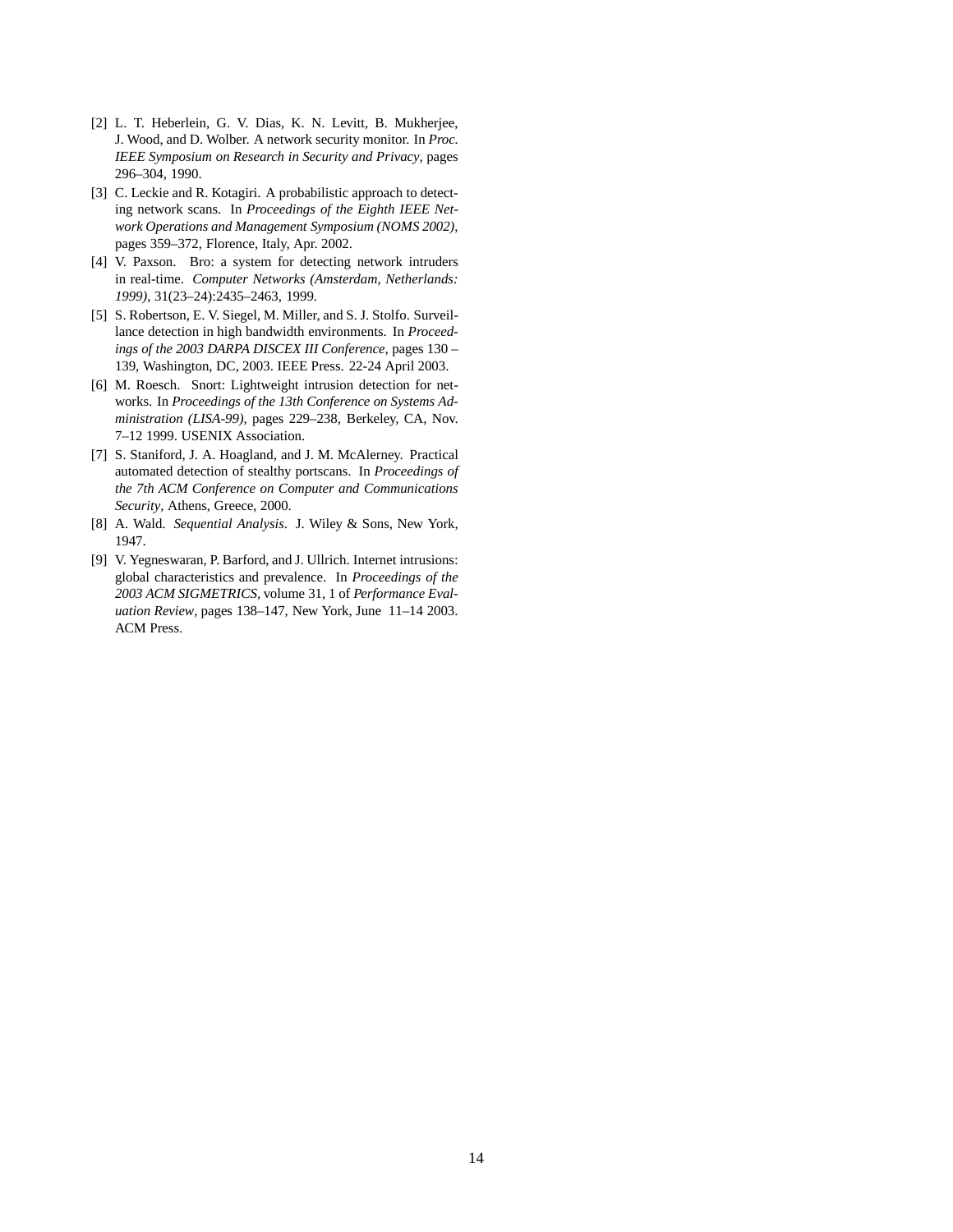[2] L. T. Heberlein, G. V. Dias, K. N. Levitt, B. Mukherjee, J. Wood, and D. Wolber. A network security monitor. In *Proc. IEEE Symposium on Research in Security and Privacy*, pages 296–304, 1990.

[3] C. Leckie and R. Kotagiri. A probabilistic approach to detecting network scans. In *Proceedings of the Eighth IEEE Network Operations and Management Symposium (NOMS 2002)*, pages 359–372, Florence, Italy, Apr. 2002.

[4] V. Paxson. Bro: a system for detecting network intruders in real-time. *Computer Networks (Amsterdam, Netherlands: 1999)*, 31(23–24):2435–2463, 1999.

[5] S. Robertson, E. V. Siegel, M. Miller, and S. J. Stolfo. Surveillance detection in high bandwidth environments. In *Proceedings of the 2003 DARPA DISCEX III Conference*, pages 130 – 139, Washington, DC, 2003. IEEE Press. 22-24 April 2003.

[6] M. Roesch. Snort: Lightweight intrusion detection for networks. In *Proceedings of the 13th Conference on Systems Administration (LISA-99)*, pages 229–238, Berkeley, CA, Nov. 7–12 1999. USENIX Association.

[7] S. Staniford, J. A. Hoagland, and J. M. McAlerney. Practical automated detection of stealthy portscans. In *Proceedings of the 7th ACM Conference on Computer and Communications Security*, Athens, Greece, 2000.

[8] A. Wald. *Sequential Analysis*. J. Wiley & Sons, New York, 1947.

[9] V. Yegneswaran, P. Barford, and J. Ullrich. Internet intrusions: global characteristics and prevalence. In *Proceedings of the 2003 ACM SIGMETRICS*, volume 31, 1 of *Performance Evaluation Review*, pages 138–147, New York, June 11–14 2003. ACM Press.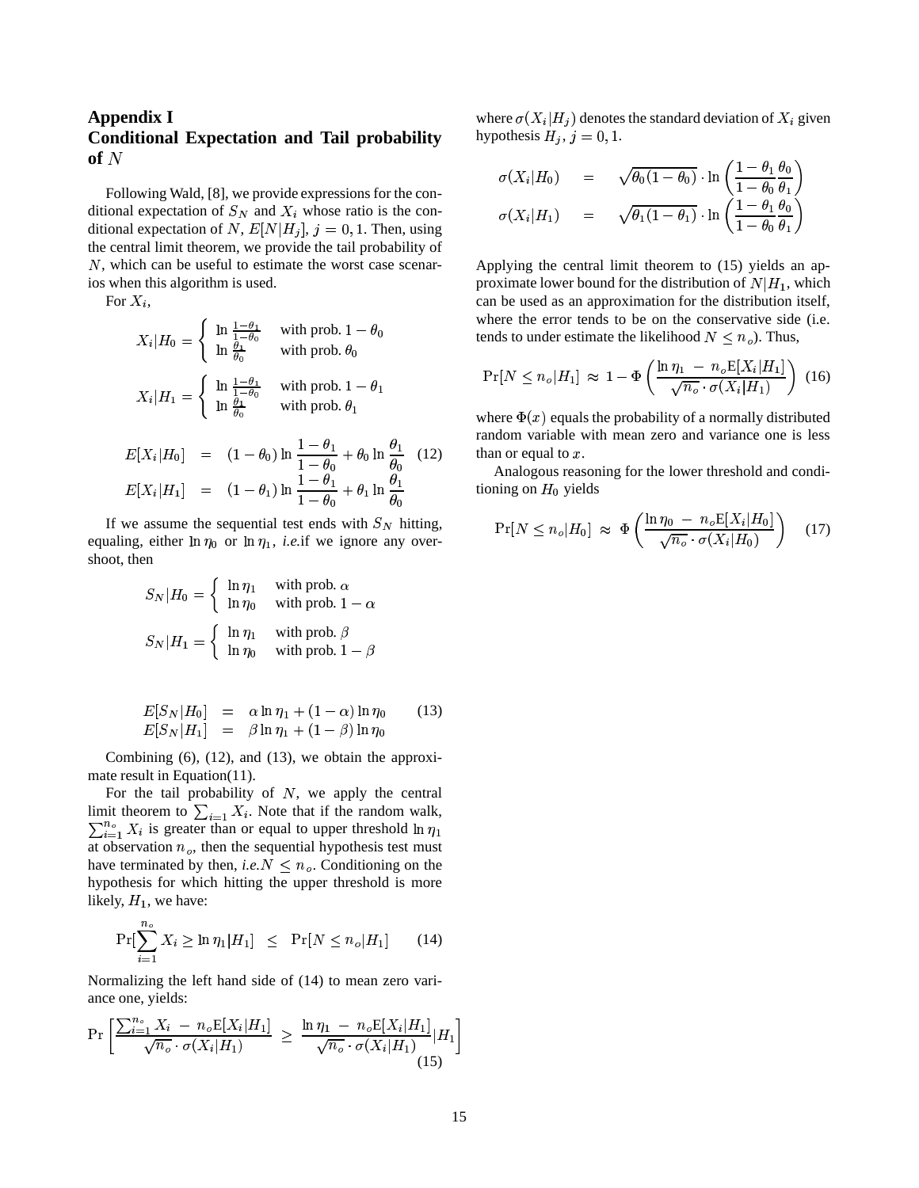## Appendix I
## Conditional Expectation and Tail probability of $N$

Following Wald, [8], we provide expressions for the conditional expectation of $S_N$ and $X_i$ whose ratio is the conditional expectation of $N$, $E[N|H_j]$, $j = 0, 1$. Then, using the central limit theorem, we provide the tail probability of $N$, which can be useful to estimate the worst case scenarios when this algorithm is used.

For $X_i$,

$$X_i|H_0 = \begin{cases} \ln \frac{1-\theta_1}{1-\theta_0} & \text{with prob. } 1-\theta_0 \\ \ln \frac{\theta_1}{\theta_0} & \text{with prob. } \theta_0 \end{cases}$$

$$X_i|H_1 = \begin{cases} \ln \frac{1-\theta_1}{1-\theta_0} & \text{with prob. } 1-\theta_1 \\ \ln \frac{\theta_1}{\theta_0} & \text{with prob. } \theta_1 \end{cases}$$

$$\begin{aligned} E[X_i|H_0] &= (1-\theta_0)\ln\frac{1-\theta_1}{1-\theta_0} + \theta_0 \ln\frac{\theta_1}{\theta_0} \quad (12) \\ E[X_i|H_1] &= (1-\theta_1)\ln\frac{1-\theta_1}{1-\theta_0} + \theta_1 \ln\frac{\theta_1}{\theta_0} \end{aligned}$$

If we assume the sequential test ends with $S_N$ hitting, equaling, either $\ln \eta_0$ or $\ln \eta_1$, *i.e.*if we ignore any overshoot, then

$$S_N|H_0 = \begin{cases} \ln \eta_1 & \text{with prob. } \alpha \\ \ln \eta_0 & \text{with prob. } 1-\alpha \end{cases}$$

$$S_N|H_1 = \begin{cases} \ln \eta_1 & \text{with prob. } \beta \\ \ln \eta_0 & \text{with prob. } 1-\beta \end{cases}$$

$$\begin{aligned} E[S_N|H_0] &= \alpha \ln \eta_1 + (1-\alpha)\ln \eta_0 \quad (13) \\ E[S_N|H_1] &= \beta \ln \eta_1 + (1-\beta)\ln \eta_0 \end{aligned}$$

Combining (6), (12), and (13), we obtain the approximate result in Equation(11).

For the tail probability of $N$, we apply the central limit theorem to $\sum_{i=1} X_i$. Note that if the random walk, $\sum_{i=1}^{n_o} X_i$ is greater than or equal to upper threshold $\ln \eta_1$ at observation $n_o$, then the sequential hypothesis test must have terminated by then, *i.e.*$N \leq n_o$. Conditioning on the hypothesis for which hitting the upper threshold is more likely, $H_1$, we have:

$$\Pr[\sum_{i=1}^{n_o} X_i \geq \ln \eta_1 | H_1] \quad \leq \quad \Pr[N \leq n_o | H_1] \qquad (14)$$

Normalizing the left hand side of (14) to mean zero variance one, yields:

$$\Pr\left[\frac{\sum_{i=1}^{n_o} X_i \; - \; n_o \mathrm{E}[X_i|H_1]}{\sqrt{n_o}\cdot\sigma(X_i|H_1)} \; \geq \; \frac{\ln \eta_1 \; - \; n_o \mathrm{E}[X_i|H_1]}{\sqrt{n_o}\cdot\sigma(X_i|H_1)}|H_1\right] \qquad (15)$$

where $\sigma(X_i|H_j)$ denotes the standard deviation of $X_i$ given hypothesis $H_j$, $j = 0, 1$.

$$\begin{aligned} \sigma(X_i|H_0) &= \sqrt{\theta_0(1-\theta_0)} \cdot \ln\left(\frac{1-\theta_1}{1-\theta_0}\frac{\theta_0}{\theta_1}\right) \\ \sigma(X_i|H_1) &= \sqrt{\theta_1(1-\theta_1)} \cdot \ln\left(\frac{1-\theta_1}{1-\theta_0}\frac{\theta_0}{\theta_1}\right) \end{aligned}$$

Applying the central limit theorem to (15) yields an approximate lower bound for the distribution of $N|H_1$, which can be used as an approximation for the distribution itself, where the error tends to be on the conservative side (i.e. tends to under estimate the likelihood $N \leq n_o$). Thus,

$$\Pr[N \leq n_o | H_1] \; \approx \; 1 - \Phi\left(\frac{\ln \eta_1 \; - \; n_o \mathrm{E}[X_i|H_1]}{\sqrt{n_o}\cdot\sigma(X_i|H_1)}\right) \quad (16)$$

where $\Phi(x)$ equals the probability of a normally distributed random variable with mean zero and variance one is less than or equal to $x$.

Analogous reasoning for the lower threshold and conditioning on $H_0$ yields

$$\Pr[N \leq n_o | H_0] \; \approx \; \Phi\left(\frac{\ln \eta_0 \; - \; n_o \mathrm{E}[X_i|H_0]}{\sqrt{n_o}\cdot\sigma(X_i|H_0)}\right) \quad (17)$$